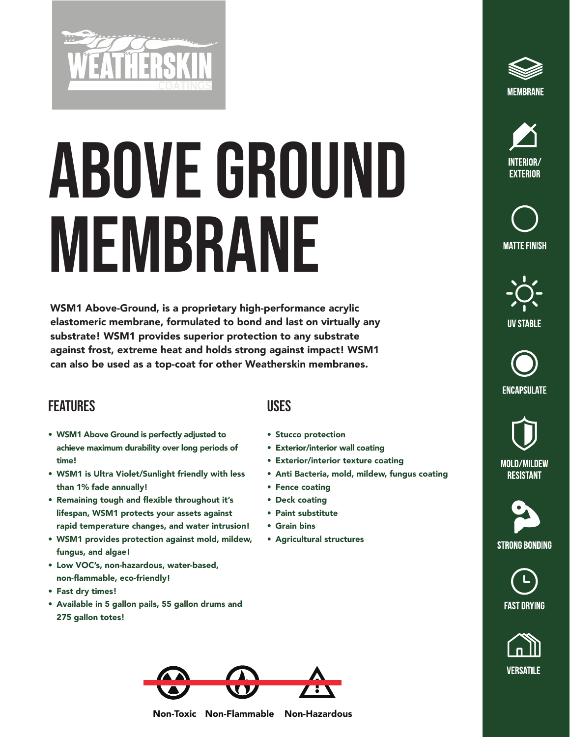# ABOVE GROUND MEMBRANE

**WSM1 Above-Ground, is a proprietary high-performance acrylic elastomeric membrane, formulated to bond and last on virtually any substrate! WSM1 provides superior protection to any substrate against frost, extreme heat and holds strong against impact! WSM1 can also be used as a top-coat for other Weatherskin membranes.**

## FEATURES

- WSM1 Above Ground is perfectly adjusted to achieve maximum durability over long periods of time!
- WSM1 is Ultra Violet/Sunlight friendly with less than 1% fade annually!
- Remaining tough and flexible throughout it's lifespan, WSM1 protects your assets against rapid temperature changes, and water intrusion!
- WSM1 provides protection against mold, mildew, fungus, and algae!
- Low VOC's, non-hazardous, water-based, non-flammable, eco-friendly!
- Fast dry times!
- Available in 5 gallon pails, 55 gallon drums and 275 gallon totes!

## USES

- Stucco protection
- Exterior/interior wall coating
- Exterior/interior texture coating
- Anti Bacteria, mold, mildew, fungus coating
- Fence coating
- Deck coating
- Paint substitute
- Grain bins
- Agricultural structures

Non-Toxic Non-Flammable Non-Hazardous

MEMBRANE

INTERIOR/ EXTERIOR

MATTE FINISH

UV STABLE

ENCAPSULATE

MOLD/MILDEW RESISTANT

STRONG BONDING

FAST DRYING

VERSATILE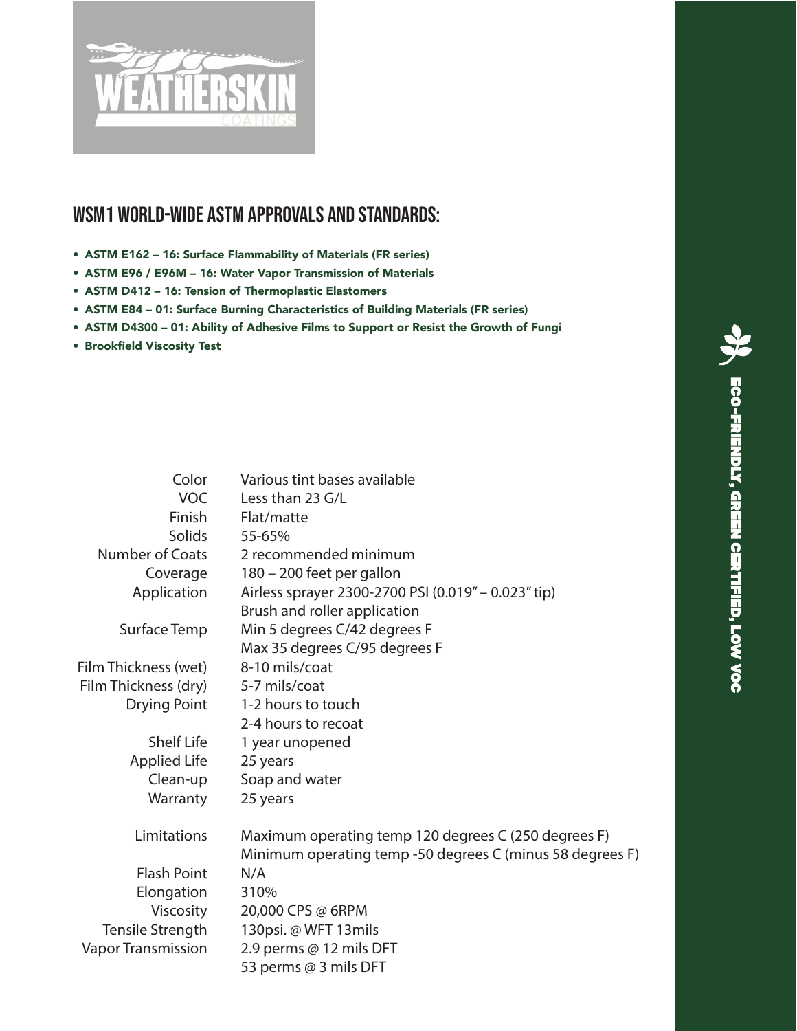## WSM1 WORLD-WIDE ASTM APPROVALS AND STANDARDS:

- **ASTM E162 – 16: Surface Flammability of Materials (FR series)**
- **ASTM E96 / E96M – 16: Water Vapor Transmission of Materials**
- **ASTM D412 – 16: Tension of Thermoplastic Elastomers**
- **ASTM E84 – 01: Surface Burning Characteristics of Building Materials (FR series)**
- **ASTM D4300 – 01: Ability of Adhesive Films to Support or Resist the Growth of Fungi**
- **Brookfield Viscosity Test**

| | |
|---|---|
| Color | Various tint bases available |
| VOC | Less than 23 G/L |
| Finish | Flat/matte |
| Solids | 55-65% |
| Number of Coats | 2 recommended minimum |
| Coverage | 180 – 200 feet per gallon |
| Application | Airless sprayer 2300-2700 PSI (0.019" – 0.023" tip)<br>Brush and roller application |
| Surface Temp | Min 5 degrees C/42 degrees F<br>Max 35 degrees C/95 degrees F |
| Film Thickness (wet) | 8-10 mils/coat |
| Film Thickness (dry) | 5-7 mils/coat |
| Drying Point | 1-2 hours to touch<br>2-4 hours to recoat |
| Shelf Life | 1 year unopened |
| Applied Life | 25 years |
| Clean-up | Soap and water |
| Warranty | 25 years |
| Limitations | Maximum operating temp 120 degrees C (250 degrees F)<br>Minimum operating temp -50 degrees C (minus 58 degrees F) |
| Flash Point | N/A |
| Elongation | 310% |
| Viscosity | 20,000 CPS @ 6RPM |
| Tensile Strength | 130psi. @ WFT 13mils |
| Vapor Transmission | 2.9 perms @ 12 mils DFT<br>53 perms @ 3 mils DFT |

ECO-FRIENDLY, GREEN CERTIFIED, LOW VOC